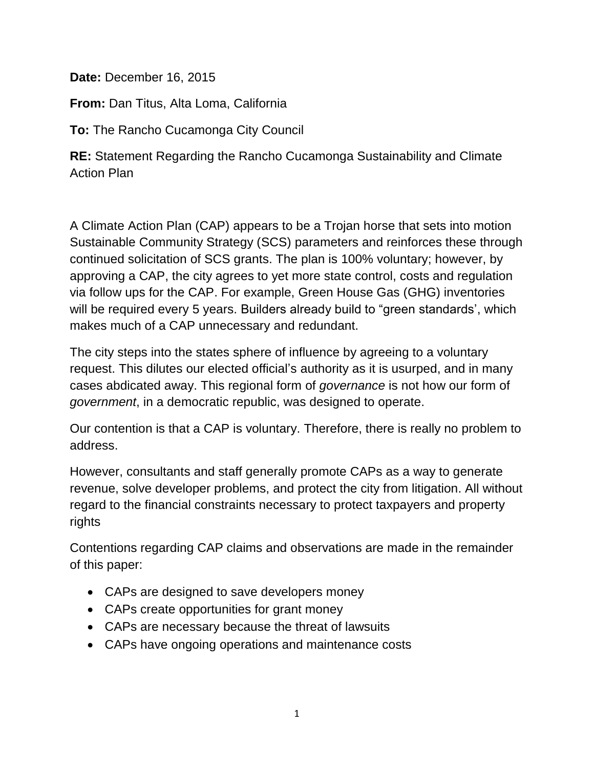**Date:** December 16, 2015

**From:** Dan Titus, Alta Loma, California

**To:** The Rancho Cucamonga City Council

**RE:** Statement Regarding the Rancho Cucamonga Sustainability and Climate Action Plan

A Climate Action Plan (CAP) appears to be a Trojan horse that sets into motion Sustainable Community Strategy (SCS) parameters and reinforces these through continued solicitation of SCS grants. The plan is 100% voluntary; however, by approving a CAP, the city agrees to yet more state control, costs and regulation via follow ups for the CAP. For example, Green House Gas (GHG) inventories will be required every 5 years. Builders already build to "green standards', which makes much of a CAP unnecessary and redundant.

The city steps into the states sphere of influence by agreeing to a voluntary request. This dilutes our elected official's authority as it is usurped, and in many cases abdicated away. This regional form of *governance* is not how our form of *government*, in a democratic republic, was designed to operate.

Our contention is that a CAP is voluntary. Therefore, there is really no problem to address.

However, consultants and staff generally promote CAPs as a way to generate revenue, solve developer problems, and protect the city from litigation. All without regard to the financial constraints necessary to protect taxpayers and property rights

Contentions regarding CAP claims and observations are made in the remainder of this paper:

- CAPs are designed to save developers money
- CAPs create opportunities for grant money
- CAPs are necessary because the threat of lawsuits
- CAPs have ongoing operations and maintenance costs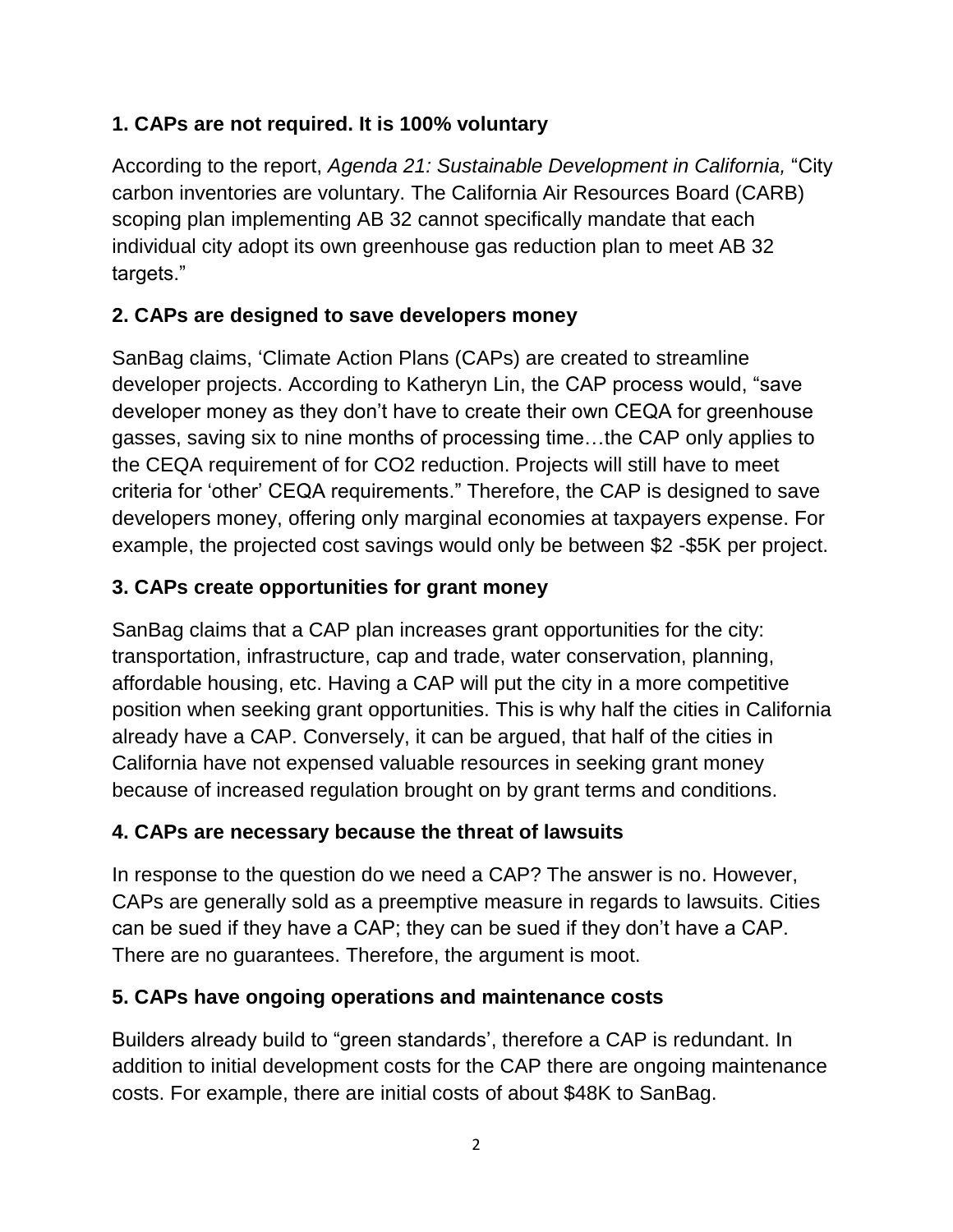**1. CAPs are not required. It is 100% voluntary**

According to the report, *Agenda 21: Sustainable Development in California,* "City carbon inventories are voluntary. The California Air Resources Board (CARB) scoping plan implementing AB 32 cannot specifically mandate that each individual city adopt its own greenhouse gas reduction plan to meet AB 32 targets."

**2. CAPs are designed to save developers money**

SanBag claims, 'Climate Action Plans (CAPs) are created to streamline developer projects. According to Katheryn Lin, the CAP process would, "save developer money as they don't have to create their own CEQA for greenhouse gasses, saving six to nine months of processing time…the CAP only applies to the CEQA requirement of for CO2 reduction. Projects will still have to meet criteria for 'other' CEQA requirements." Therefore, the CAP is designed to save developers money, offering only marginal economies at taxpayers expense. For example, the projected cost savings would only be between $2 -$5K per project.

**3. CAPs create opportunities for grant money**

SanBag claims that a CAP plan increases grant opportunities for the city: transportation, infrastructure, cap and trade, water conservation, planning, affordable housing, etc. Having a CAP will put the city in a more competitive position when seeking grant opportunities. This is why half the cities in California already have a CAP. Conversely, it can be argued, that half of the cities in California have not expensed valuable resources in seeking grant money because of increased regulation brought on by grant terms and conditions.

**4. CAPs are necessary because the threat of lawsuits**

In response to the question do we need a CAP? The answer is no. However, CAPs are generally sold as a preemptive measure in regards to lawsuits. Cities can be sued if they have a CAP; they can be sued if they don't have a CAP. There are no guarantees. Therefore, the argument is moot.

**5. CAPs have ongoing operations and maintenance costs**

Builders already build to "green standards', therefore a CAP is redundant. In addition to initial development costs for the CAP there are ongoing maintenance costs. For example, there are initial costs of about $48K to SanBag.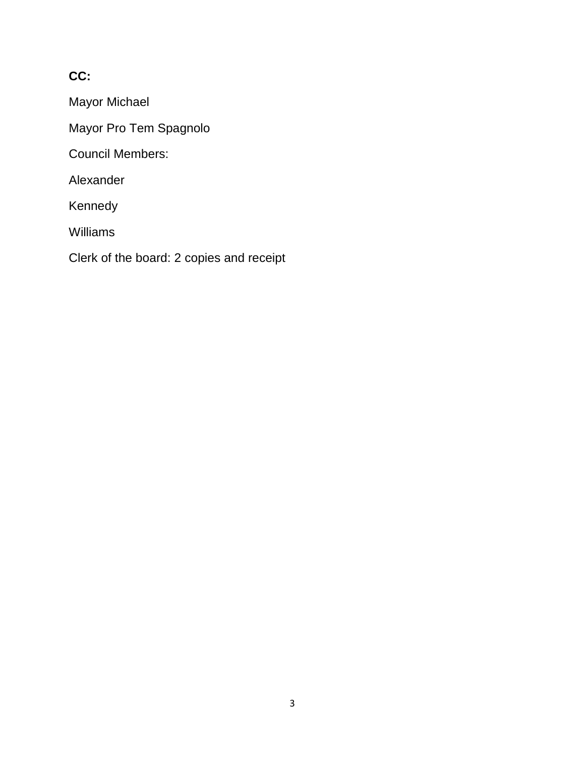**CC:**

Mayor Michael

Mayor Pro Tem Spagnolo

Council Members:

Alexander

Kennedy

Williams

Clerk of the board: 2 copies and receipt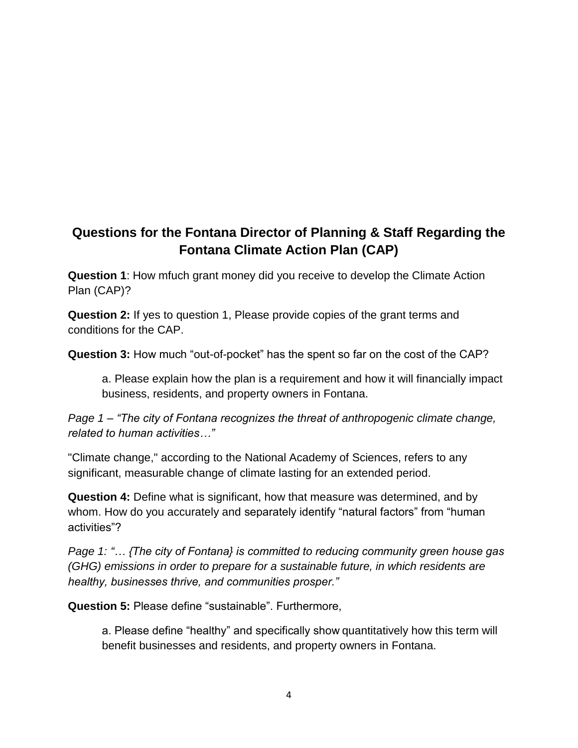## Questions for the Fontana Director of Planning & Staff Regarding the Fontana Climate Action Plan (CAP)

**Question 1**: How mfuch grant money did you receive to develop the Climate Action Plan (CAP)?

**Question 2:** If yes to question 1, Please provide copies of the grant terms and conditions for the CAP.

**Question 3:** How much "out-of-pocket" has the spent so far on the cost of the CAP?

> a. Please explain how the plan is a requirement and how it will financially impact business, residents, and property owners in Fontana.

*Page 1 – "The city of Fontana recognizes the threat of anthropogenic climate change, related to human activities…"*

"Climate change," according to the National Academy of Sciences, refers to any significant, measurable change of climate lasting for an extended period.

**Question 4:** Define what is significant, how that measure was determined, and by whom. How do you accurately and separately identify "natural factors" from "human activities"?

*Page 1: "… {The city of Fontana} is committed to reducing community green house gas (GHG) emissions in order to prepare for a sustainable future, in which residents are healthy, businesses thrive, and communities prosper."*

**Question 5:** Please define "sustainable". Furthermore,

> a. Please define "healthy" and specifically show quantitatively how this term will benefit businesses and residents, and property owners in Fontana.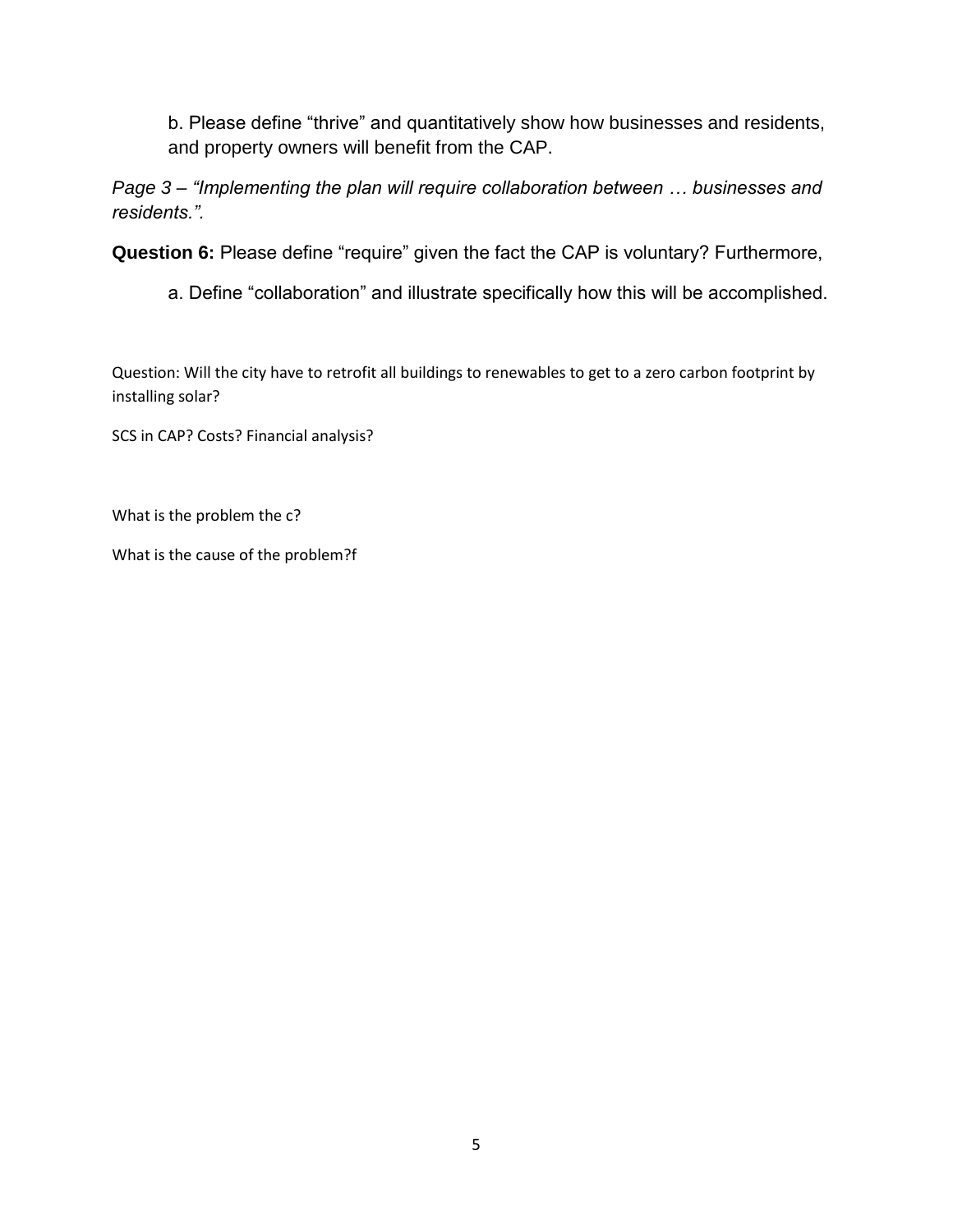b. Please define “thrive” and quantitatively show how businesses and residents, and property owners will benefit from the CAP.

*Page 3 – “Implementing the plan will require collaboration between … businesses and residents.”.*

**Question 6:** Please define “require” given the fact the CAP is voluntary? Furthermore,

a. Define “collaboration” and illustrate specifically how this will be accomplished.

Question: Will the city have to retrofit all buildings to renewables to get to a zero carbon footprint by installing solar?

SCS in CAP? Costs? Financial analysis?

What is the problem the c?

What is the cause of the problem?f